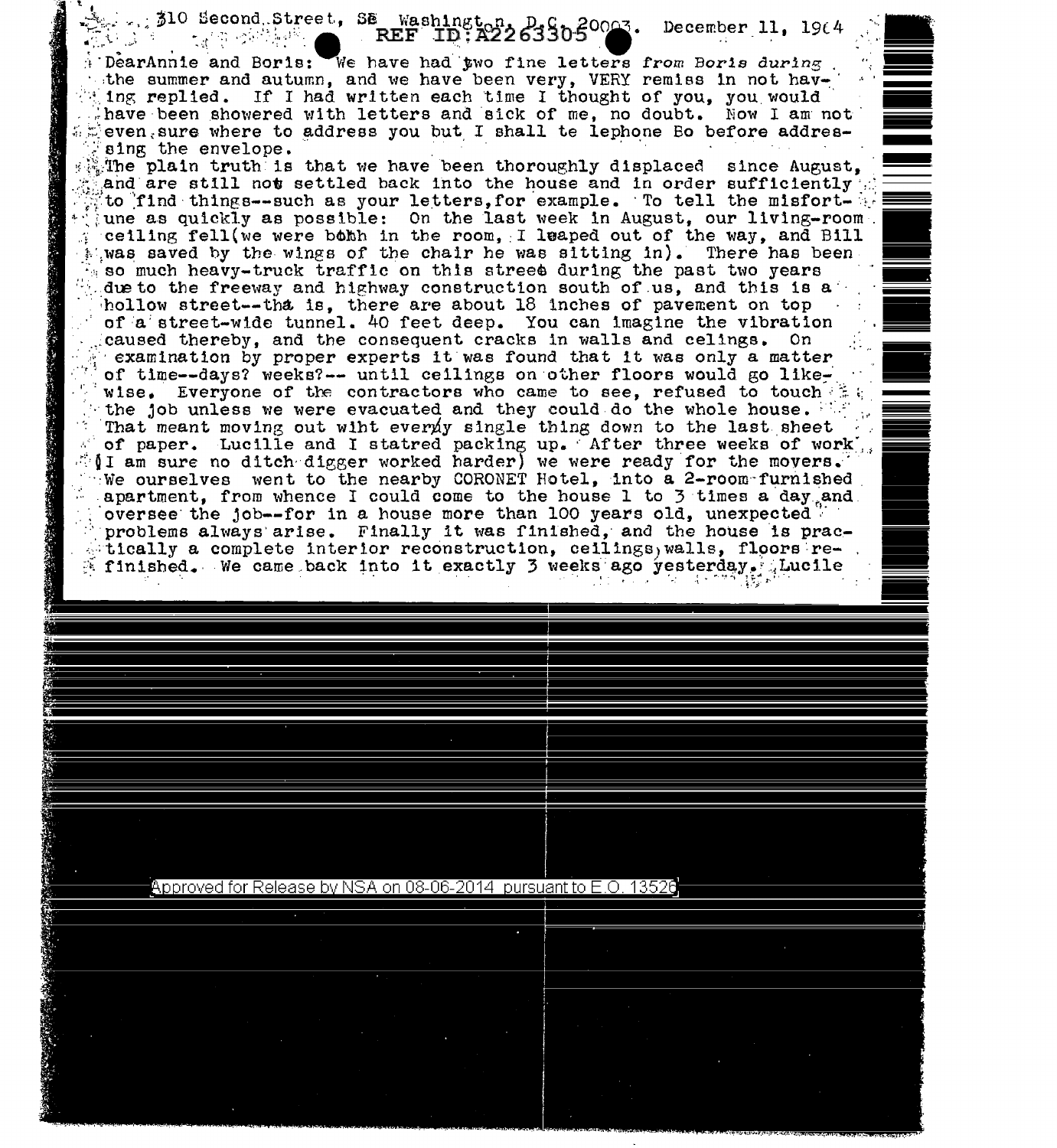310 Second Street, SE Washington, D.C. 20003. December 11, 1964

REF ID:A2263305

DearAnnie and Boris: We have had two fine letters from Boris during the summer and autumn, and we have been very, VERY remiss in not having replied. If I had written each time I thought of you, you would have been showered with letters and sick of me, no doubt. Now I am not even sure where to address you but I shall te lephone Bo before addressing the envelope.

The plain truth is that we have been thoroughly displaced since August, and are still not settled back into the house and in order sufficiently to find things--such as your letters, for example. To tell the misfortune as quickly as possible: On the last week in August, our living-room ceiling fell(we were both in the room, I leaped out of the way, and Bill was saved by the wings of the chair he was sitting in). There has been so much heavy-truck traffic on this street during the past two years due to the freeway and highway construction south of us, and this is a hollow street--that is, there are about 18 inches of pavement on top of a street-wide tunnel. 40 feet deep. You can imagine the vibration caused thereby, and the consequent cracks in walls and celings. On examination by proper experts it was found that it was only a matter of time--days? weeks?-- until ceilings on other floors would go likewise. Everyone of the contractors who came to see, refused to touch the job unless we were evacuated and they could do the whole house. That meant moving out wiht every single thing down to the last sheet of paper. Lucille and I statred packing up. After three weeks of work (I am sure no ditch digger worked harder) we were ready for the movers. We ourselves went to the nearby CORONET Hotel, into a 2-room furnished apartment, from whence I could come to the house 1 to 3 times a day and oversee the job--for in a house more than 100 years old, unexpected problems always arise. Finally it was finished, and the house is practically a complete interior reconstruction, ceilings, walls, floors refinished. We came back into it exactly 3 weeks ago yesterday. Lucile

Approved for Release by NSA on 08-06-2014 pursuant to E.O. 13526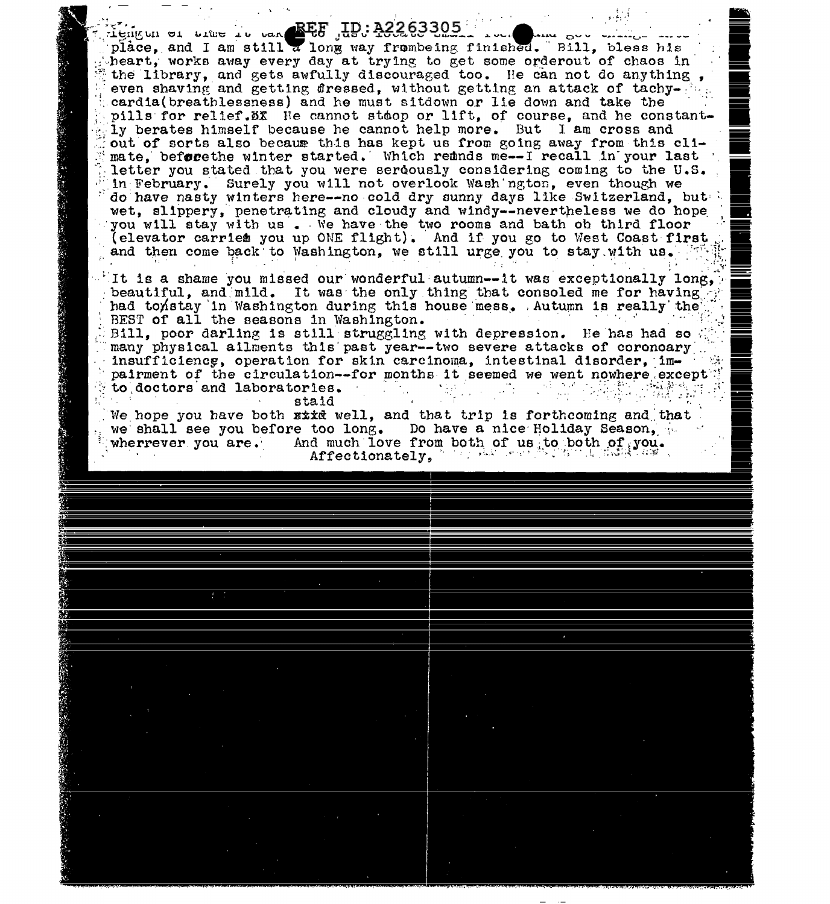length of time it take to just locate small ... and get things into place, and I am still a long way frombeing finished. Bill, bless his heart, works away every day at trying to get some orderout of chaos in the library, and gets awfully discouraged too. He can not do anything, even shaving and getting dressed, without getting an attack of tachy-cardia(breathlessness) and he must sitdown or lie down and take the pills for relief. He cannot stoop or lift, of course, and he constantly berates himself because he cannot help more. But I am cross and out of sorts also because this has kept us from going away from this climate, beforethe winter started. Which reminds me--I recall in your last letter you stated that you were seriously considering coming to the U.S. in February. Surely you will not overlook Wash'ngton, even though we do have nasty winters here--no cold dry sunny days like Switzerland, but wet, slippery, penetrating and cloudy and windy--nevertheless we do hope you will stay with us . We have the two rooms and bath on third floor (elevator carries you up ONE flight). And if you go to West Coast first and then come back to Washington, we still urge you to stay with us.

It is a shame you missed our wonderful autumn--it was exceptionally long, beautiful, and mild. It was the only thing that consoled me for having had to stay in Washington during this house mess. Autumn is really the BEST of all the seasons in Washington.

Bill, poor darling is still struggling with depression. He has had so many physical ailments this past year--two severe attacks of coronoary insufficiency, operation for skin carcinoma, intestinal disorder, impairment of the circulation--for months it seemed we went nowhere except to doctors and laboratories.

We hope you have both staid well, and that trip is forthcoming and that we shall see you before too long. Do have a nice Holiday Season, wherrever you are. And much love from both of us to both of you.

Affectionately,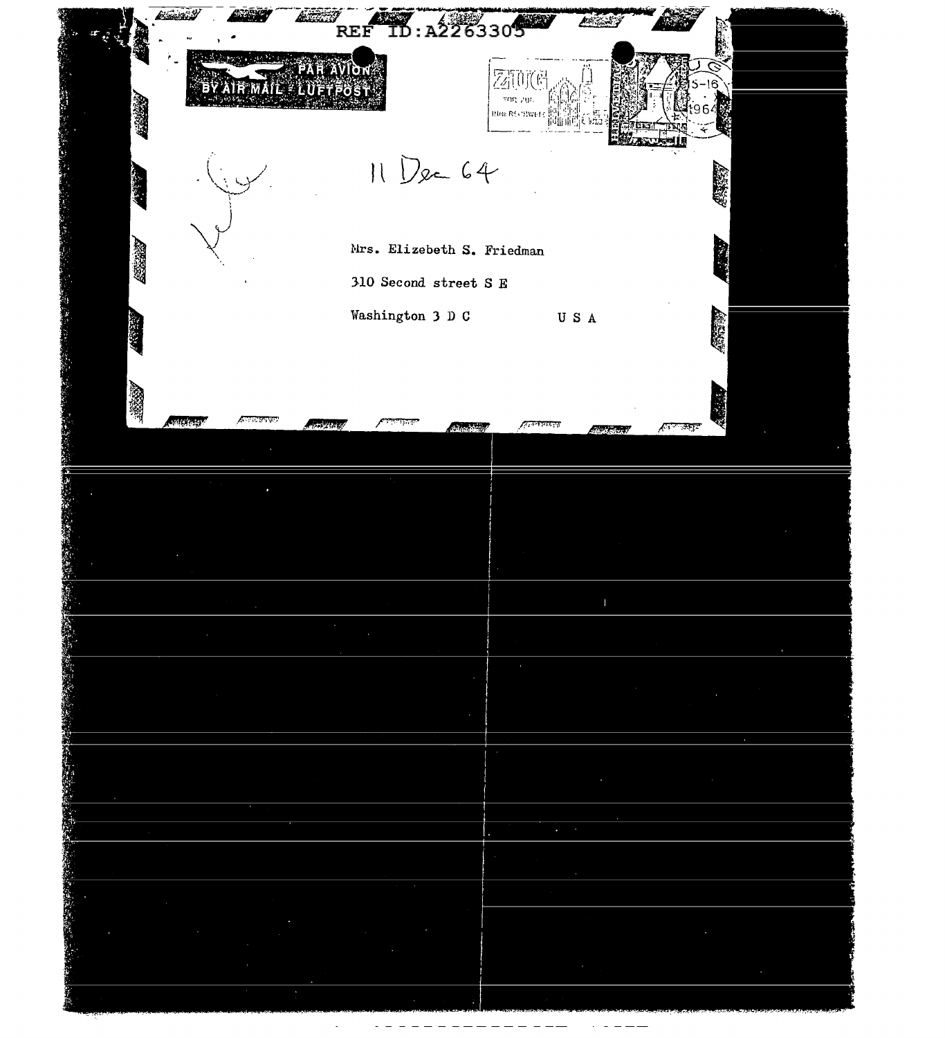REF ID:A2263305

PAR AVION
BY AIR MAIL - LUFTPOST

ZUG
TOR ZUR
INNERSCHWEIZ

11 Dec 64

Mrs. Elizebeth S. Friedman

310 Second street S E

Washington 3 D C USA